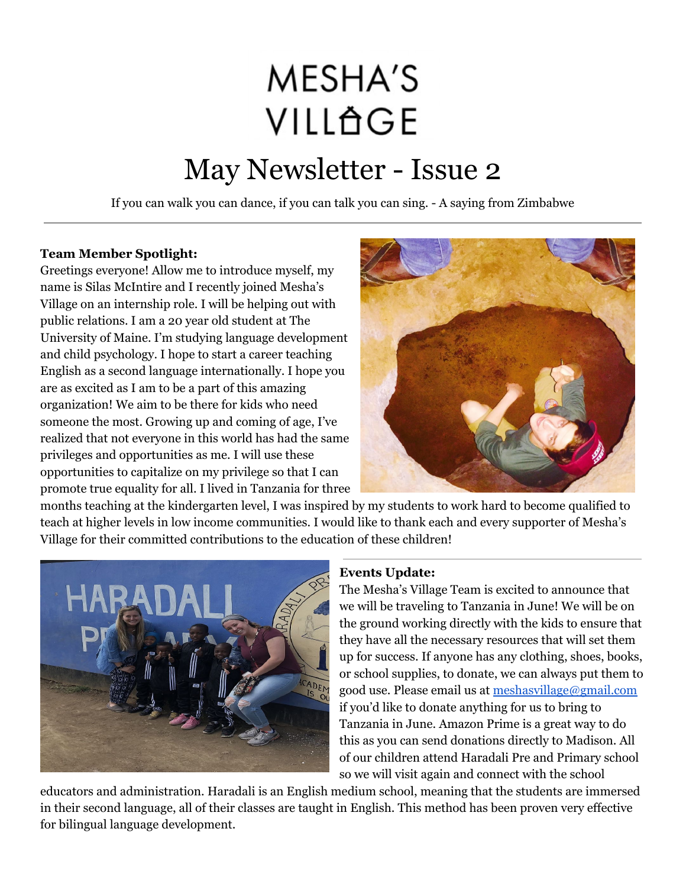# MESHA'S VILLAGE

# May Newsletter - Issue 2

If you can walk you can dance, if you can talk you can sing. - A saying from Zimbabwe

---

**Team Member Spotlight:**

Greetings everyone! Allow me to introduce myself, my name is Silas McIntire and I recently joined Mesha's Village on an internship role. I will be helping out with public relations. I am a 20 year old student at The University of Maine. I'm studying language development and child psychology. I hope to start a career teaching English as a second language internationally. I hope you are as excited as I am to be a part of this amazing organization! We aim to be there for kids who need someone the most. Growing up and coming of age, I've realized that not everyone in this world has had the same privileges and opportunities as me. I will use these opportunities to capitalize on my privilege so that I can promote true equality for all. I lived in Tanzania for three months teaching at the kindergarten level, I was inspired by my students to work hard to become qualified to teach at higher levels in low income communities. I would like to thank each and every supporter of Mesha's Village for their committed contributions to the education of these children!

**Events Update:**

The Mesha's Village Team is excited to announce that we will be traveling to Tanzania in June! We will be on the ground working directly with the kids to ensure that they have all the necessary resources that will set them up for success. If anyone has any clothing, shoes, books, or school supplies, to donate, we can always put them to good use. Please email us at meshasvillage@gmail.com if you'd like to donate anything for us to bring to Tanzania in June. Amazon Prime is a great way to do this as you can send donations directly to Madison. All of our children attend Haradali Pre and Primary school so we will visit again and connect with the school educators and administration. Haradali is an English medium school, meaning that the students are immersed in their second language, all of their classes are taught in English. This method has been proven very effective for bilingual language development.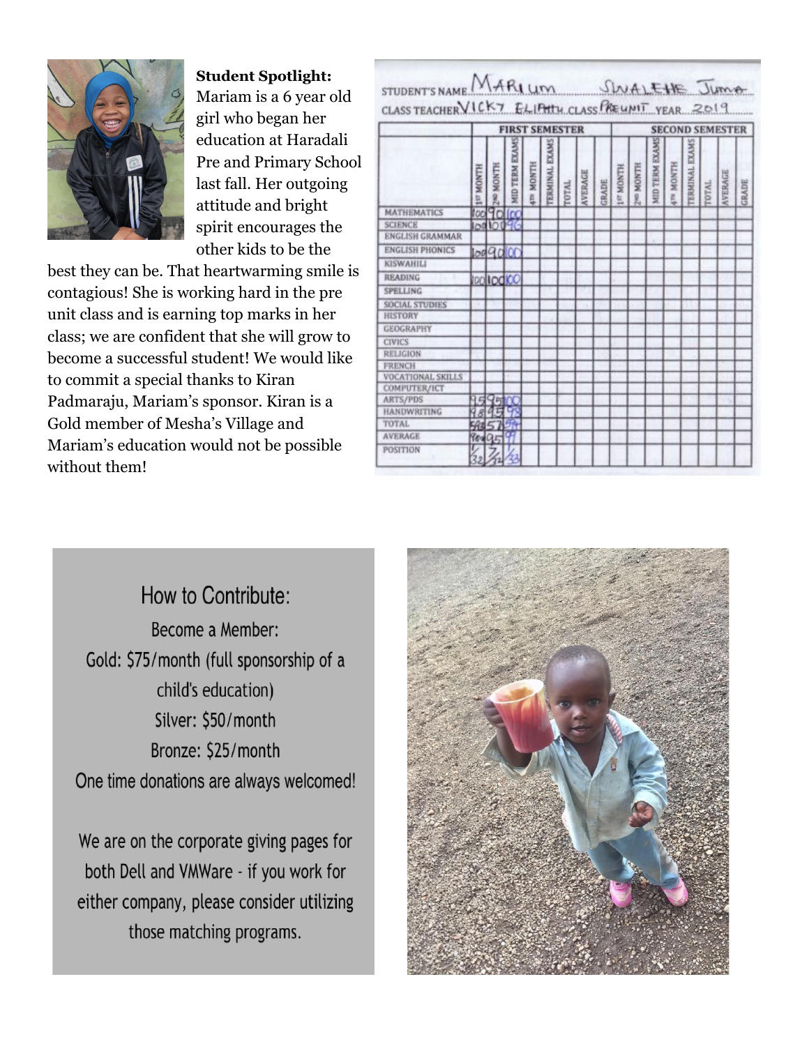**Student Spotlight:** Mariam is a 6 year old girl who began her education at Haradali Pre and Primary School last fall. Her outgoing attitude and bright spirit encourages the other kids to be the best they can be. That heartwarming smile is contagious! She is working hard in the pre unit class and is earning top marks in her class; we are confident that she will grow to become a successful student! We would like to commit a special thanks to Kiran Padmaraju, Mariam's sponsor. Kiran is a Gold member of Mesha's Village and Mariam's education would not be possible without them!

STUDENT'S NAME Marium Swalehe Juma
CLASS TEACHER Vicky Elifath CLASS Preunit YEAR 2019

| | FIRST SEMESTER | | | | | | | | SECOND SEMESTER | | | | | | | |
|---|---|---|---|---|---|---|---|---|---|---|---|---|---|---|---|---|
| | 1ST MONTH | 2ND MONTH | MID TERM EXAMS | 4TH MONTH | TERMINAL EXAMS | TOTAL | AVERAGE | GRADE | 1ST MONTH | 2ND MONTH | MID TERM EXAMS | 4TH MONTH | TERMINAL EXAMS | TOTAL | AVERAGE | GRADE |
| MATHEMATICS | 100 | 90 | 100 | | | | | | | | | | | | | |
| SCIENCE | 100 | 100 | 96 | | | | | | | | | | | | | |
| ENGLISH GRAMMAR | | | | | | | | | | | | | | | | |
| ENGLISH PHONICS | 100 | 90 | 100 | | | | | | | | | | | | | |
| KISWAHILI | | | | | | | | | | | | | | | | |
| READING | 100 | 100 | 100 | | | | | | | | | | | | | |
| SPELLING | | | | | | | | | | | | | | | | |
| SOCIAL STUDIES | | | | | | | | | | | | | | | | |
| HISTORY | | | | | | | | | | | | | | | | |
| GEOGRAPHY | | | | | | | | | | | | | | | | |
| CIVICS | | | | | | | | | | | | | | | | |
| RELIGION | | | | | | | | | | | | | | | | |
| FRENCH | | | | | | | | | | | | | | | | |
| VOCATIONAL SKILLS | | | | | | | | | | | | | | | | |
| COMPUTER/ICT | | | | | | | | | | | | | | | | |
| ARTS/PDS | 95 | 95 | 100 | | | | | | | | | | | | | |
| HANDWRITING | 98 | 95 | 98 | | | | | | | | | | | | | |
| TOTAL | 593 | 570 | 594 | | | | | | | | | | | | | |
| AVERAGE | 98.8 | 95 | 99 | | | | | | | | | | | | | |
| POSITION | 1/32 | 2/32 | 1/33 | | | | | | | | | | | | | |

## How to Contribute:

**Become a Member:**

Gold: $75/month (full sponsorship of a child's education)

Silver: $50/month

Bronze: $25/month

One time donations are always welcomed!

We are on the corporate giving pages for both Dell and VMWare - if you work for either company, please consider utilizing those matching programs.